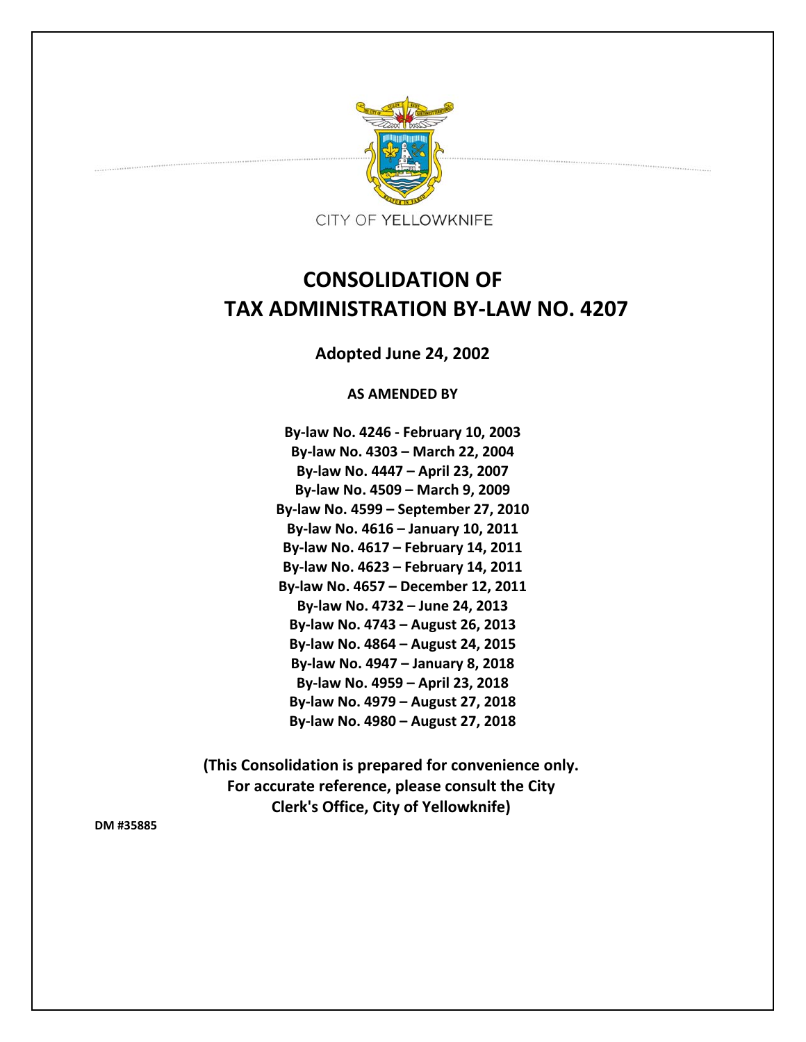CITY OF YELLOWKNIFE

# CONSOLIDATION OF TAX ADMINISTRATION BY-LAW NO. 4207

**Adopted June 24, 2002**

**AS AMENDED BY**

**By-law No. 4246 - February 10, 2003**
**By-law No. 4303 – March 22, 2004**
**By-law No. 4447 – April 23, 2007**
**By-law No. 4509 – March 9, 2009**
**By-law No. 4599 – September 27, 2010**
**By-law No. 4616 – January 10, 2011**
**By-law No. 4617 – February 14, 2011**
**By-law No. 4623 – February 14, 2011**
**By-law No. 4657 – December 12, 2011**
**By-law No. 4732 – June 24, 2013**
**By-law No. 4743 – August 26, 2013**
**By-law No. 4864 – August 24, 2015**
**By-law No. 4947 – January 8, 2018**
**By-law No. 4959 – April 23, 2018**
**By-law No. 4979 – August 27, 2018**
**By-law No. 4980 – August 27, 2018**

**(This Consolidation is prepared for convenience only. For accurate reference, please consult the City Clerk's Office, City of Yellowknife)**

**DM #35885**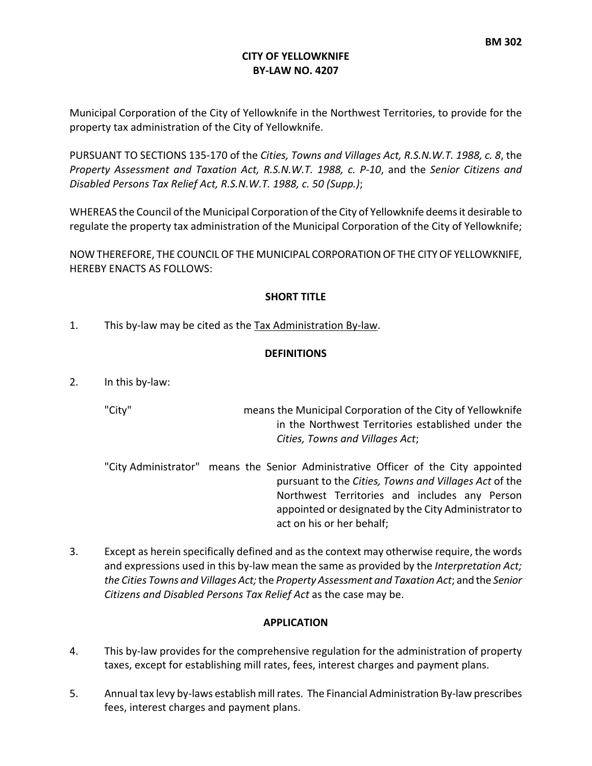**BM 302**

# CITY OF YELLOWKNIFE
# BY-LAW NO. 4207

Municipal Corporation of the City of Yellowknife in the Northwest Territories, to provide for the property tax administration of the City of Yellowknife.

PURSUANT TO SECTIONS 135-170 of the *Cities, Towns and Villages Act, R.S.N.W.T. 1988, c. 8*, the *Property Assessment and Taxation Act, R.S.N.W.T. 1988, c. P-10*, and the *Senior Citizens and Disabled Persons Tax Relief Act, R.S.N.W.T. 1988, c. 50 (Supp.)*;

WHEREAS the Council of the Municipal Corporation of the City of Yellowknife deems it desirable to regulate the property tax administration of the Municipal Corporation of the City of Yellowknife;

NOW THEREFORE, THE COUNCIL OF THE MUNICIPAL CORPORATION OF THE CITY OF YELLOWKNIFE, HEREBY ENACTS AS FOLLOWS:

## SHORT TITLE

1. This by-law may be cited as the Tax Administration By-law.

## DEFINITIONS

2. In this by-law:

   "City" means the Municipal Corporation of the City of Yellowknife in the Northwest Territories established under the *Cities, Towns and Villages Act*;

   "City Administrator" means the Senior Administrative Officer of the City appointed pursuant to the *Cities, Towns and Villages Act* of the Northwest Territories and includes any Person appointed or designated by the City Administrator to act on his or her behalf;

3. Except as herein specifically defined and as the context may otherwise require, the words and expressions used in this by-law mean the same as provided by the *Interpretation Act; the Cities Towns and Villages Act;* the *Property Assessment and Taxation Act*; and the *Senior Citizens and Disabled Persons Tax Relief Act* as the case may be.

## APPLICATION

4. This by-law provides for the comprehensive regulation for the administration of property taxes, except for establishing mill rates, fees, interest charges and payment plans.

5. Annual tax levy by-laws establish mill rates. The Financial Administration By-law prescribes fees, interest charges and payment plans.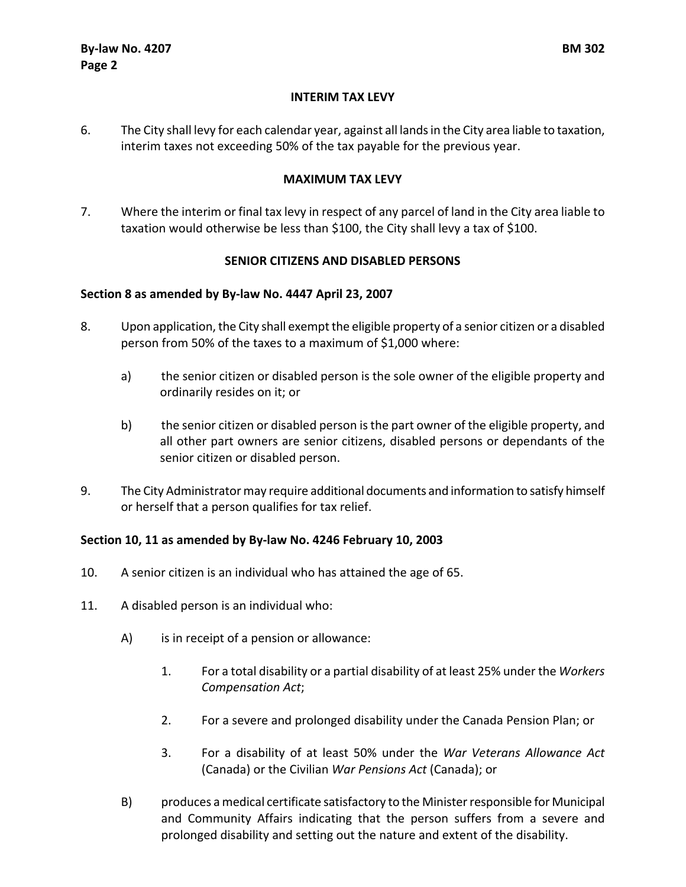## INTERIM TAX LEVY

6. The City shall levy for each calendar year, against all lands in the City area liable to taxation, interim taxes not exceeding 50% of the tax payable for the previous year.

## MAXIMUM TAX LEVY

7. Where the interim or final tax levy in respect of any parcel of land in the City area liable to taxation would otherwise be less than $100, the City shall levy a tax of $100.

## SENIOR CITIZENS AND DISABLED PERSONS

**Section 8 as amended by By-law No. 4447 April 23, 2007**

8. Upon application, the City shall exempt the eligible property of a senior citizen or a disabled person from 50% of the taxes to a maximum of $1,000 where:

   a) the senior citizen or disabled person is the sole owner of the eligible property and ordinarily resides on it; or

   b) the senior citizen or disabled person is the part owner of the eligible property, and all other part owners are senior citizens, disabled persons or dependants of the senior citizen or disabled person.

9. The City Administrator may require additional documents and information to satisfy himself or herself that a person qualifies for tax relief.

**Section 10, 11 as amended by By-law No. 4246 February 10, 2003**

10. A senior citizen is an individual who has attained the age of 65.

11. A disabled person is an individual who:

   A) is in receipt of a pension or allowance:

      1. For a total disability or a partial disability of at least 25% under the *Workers Compensation Act*;

      2. For a severe and prolonged disability under the Canada Pension Plan; or

      3. For a disability of at least 50% under the *War Veterans Allowance Act* (Canada) or the Civilian *War Pensions Act* (Canada); or

   B) produces a medical certificate satisfactory to the Minister responsible for Municipal and Community Affairs indicating that the person suffers from a severe and prolonged disability and setting out the nature and extent of the disability.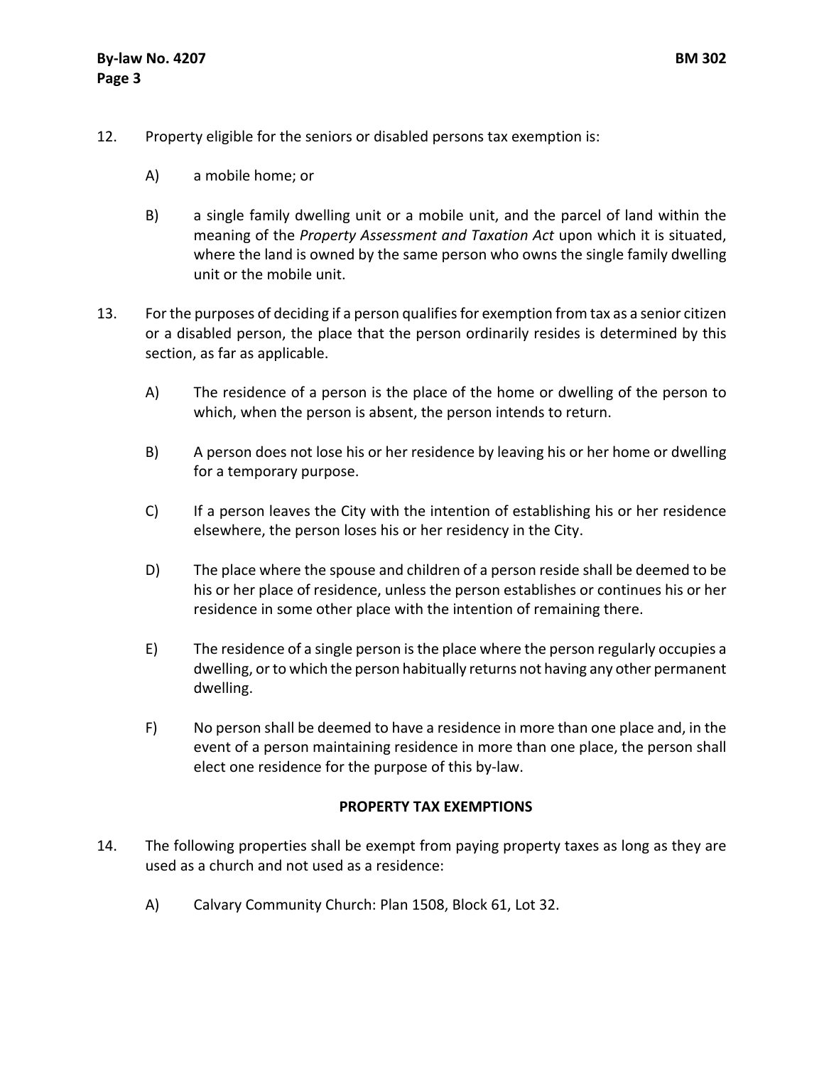12. Property eligible for the seniors or disabled persons tax exemption is:

    A) a mobile home; or

    B) a single family dwelling unit or a mobile unit, and the parcel of land within the meaning of the *Property Assessment and Taxation Act* upon which it is situated, where the land is owned by the same person who owns the single family dwelling unit or the mobile unit.

13. For the purposes of deciding if a person qualifies for exemption from tax as a senior citizen or a disabled person, the place that the person ordinarily resides is determined by this section, as far as applicable.

    A) The residence of a person is the place of the home or dwelling of the person to which, when the person is absent, the person intends to return.

    B) A person does not lose his or her residence by leaving his or her home or dwelling for a temporary purpose.

    C) If a person leaves the City with the intention of establishing his or her residence elsewhere, the person loses his or her residency in the City.

    D) The place where the spouse and children of a person reside shall be deemed to be his or her place of residence, unless the person establishes or continues his or her residence in some other place with the intention of remaining there.

    E) The residence of a single person is the place where the person regularly occupies a dwelling, or to which the person habitually returns not having any other permanent dwelling.

    F) No person shall be deemed to have a residence in more than one place and, in the event of a person maintaining residence in more than one place, the person shall elect one residence for the purpose of this by-law.

**PROPERTY TAX EXEMPTIONS**

14. The following properties shall be exempt from paying property taxes as long as they are used as a church and not used as a residence:

    A) Calvary Community Church: Plan 1508, Block 61, Lot 32.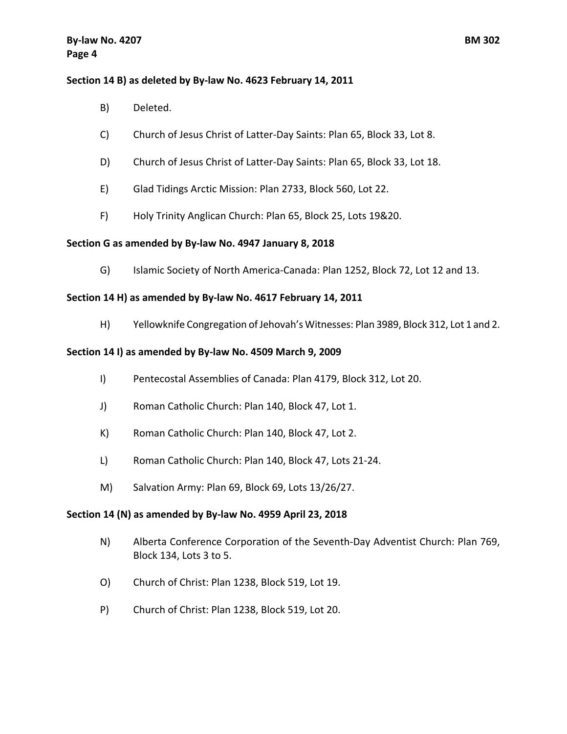**Section 14 B) as deleted by By-law No. 4623 February 14, 2011**

B) Deleted.

C) Church of Jesus Christ of Latter-Day Saints: Plan 65, Block 33, Lot 8.

D) Church of Jesus Christ of Latter-Day Saints: Plan 65, Block 33, Lot 18.

E) Glad Tidings Arctic Mission: Plan 2733, Block 560, Lot 22.

F) Holy Trinity Anglican Church: Plan 65, Block 25, Lots 19&20.

**Section G as amended by By-law No. 4947 January 8, 2018**

G) Islamic Society of North America-Canada: Plan 1252, Block 72, Lot 12 and 13.

**Section 14 H) as amended by By-law No. 4617 February 14, 2011**

H) Yellowknife Congregation of Jehovah's Witnesses: Plan 3989, Block 312, Lot 1 and 2.

**Section 14 I) as amended by By-law No. 4509 March 9, 2009**

I) Pentecostal Assemblies of Canada: Plan 4179, Block 312, Lot 20.

J) Roman Catholic Church: Plan 140, Block 47, Lot 1.

K) Roman Catholic Church: Plan 140, Block 47, Lot 2.

L) Roman Catholic Church: Plan 140, Block 47, Lots 21-24.

M) Salvation Army: Plan 69, Block 69, Lots 13/26/27.

**Section 14 (N) as amended by By-law No. 4959 April 23, 2018**

N) Alberta Conference Corporation of the Seventh-Day Adventist Church: Plan 769, Block 134, Lots 3 to 5.

O) Church of Christ: Plan 1238, Block 519, Lot 19.

P) Church of Christ: Plan 1238, Block 519, Lot 20.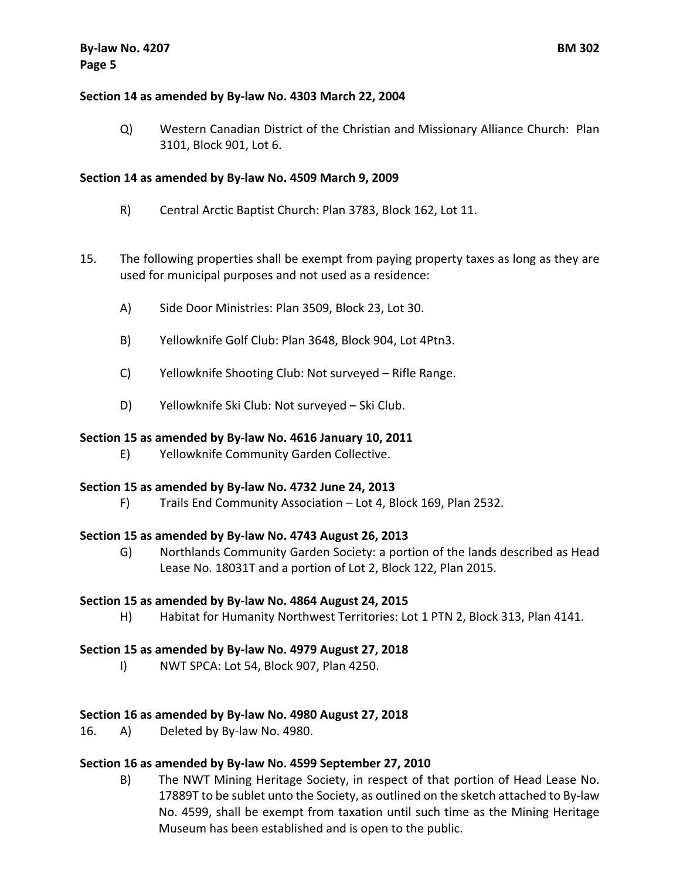**Section 14 as amended by By-law No. 4303 March 22, 2004**

Q) Western Canadian District of the Christian and Missionary Alliance Church: Plan 3101, Block 901, Lot 6.

**Section 14 as amended by By-law No. 4509 March 9, 2009**

R) Central Arctic Baptist Church: Plan 3783, Block 162, Lot 11.

15. The following properties shall be exempt from paying property taxes as long as they are used for municipal purposes and not used as a residence:

A) Side Door Ministries: Plan 3509, Block 23, Lot 30.

B) Yellowknife Golf Club: Plan 3648, Block 904, Lot 4Ptn3.

C) Yellowknife Shooting Club: Not surveyed – Rifle Range.

D) Yellowknife Ski Club: Not surveyed – Ski Club.

**Section 15 as amended by By-law No. 4616 January 10, 2011**

E) Yellowknife Community Garden Collective.

**Section 15 as amended by By-law No. 4732 June 24, 2013**

F) Trails End Community Association – Lot 4, Block 169, Plan 2532.

**Section 15 as amended by By-law No. 4743 August 26, 2013**

G) Northlands Community Garden Society: a portion of the lands described as Head Lease No. 18031T and a portion of Lot 2, Block 122, Plan 2015.

**Section 15 as amended by By-law No. 4864 August 24, 2015**

H) Habitat for Humanity Northwest Territories: Lot 1 PTN 2, Block 313, Plan 4141.

**Section 15 as amended by By-law No. 4979 August 27, 2018**

I) NWT SPCA: Lot 54, Block 907, Plan 4250.

**Section 16 as amended by By-law No. 4980 August 27, 2018**

16. A) Deleted by By-law No. 4980.

**Section 16 as amended by By-law No. 4599 September 27, 2010**

B) The NWT Mining Heritage Society, in respect of that portion of Head Lease No. 17889T to be sublet unto the Society, as outlined on the sketch attached to By-law No. 4599, shall be exempt from taxation until such time as the Mining Heritage Museum has been established and is open to the public.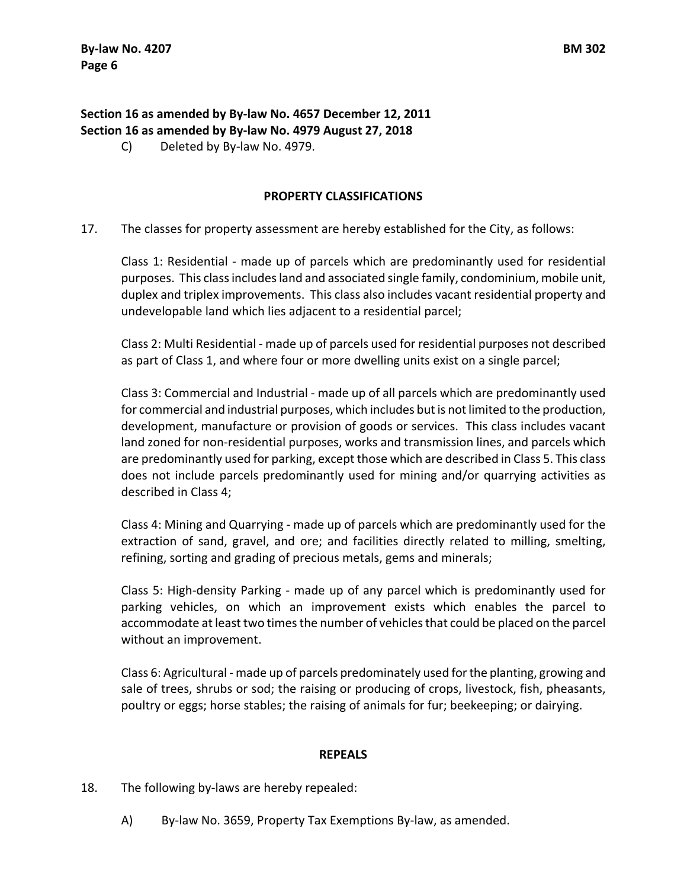**Section 16 as amended by By-law No. 4657 December 12, 2011**
**Section 16 as amended by By-law No. 4979 August 27, 2018**

C) Deleted by By-law No. 4979.

## PROPERTY CLASSIFICATIONS

17. The classes for property assessment are hereby established for the City, as follows:

    Class 1: Residential - made up of parcels which are predominantly used for residential purposes. This class includes land and associated single family, condominium, mobile unit, duplex and triplex improvements. This class also includes vacant residential property and undevelopable land which lies adjacent to a residential parcel;

    Class 2: Multi Residential - made up of parcels used for residential purposes not described as part of Class 1, and where four or more dwelling units exist on a single parcel;

    Class 3: Commercial and Industrial - made up of all parcels which are predominantly used for commercial and industrial purposes, which includes but is not limited to the production, development, manufacture or provision of goods or services. This class includes vacant land zoned for non-residential purposes, works and transmission lines, and parcels which are predominantly used for parking, except those which are described in Class 5. This class does not include parcels predominantly used for mining and/or quarrying activities as described in Class 4;

    Class 4: Mining and Quarrying - made up of parcels which are predominantly used for the extraction of sand, gravel, and ore; and facilities directly related to milling, smelting, refining, sorting and grading of precious metals, gems and minerals;

    Class 5: High-density Parking - made up of any parcel which is predominantly used for parking vehicles, on which an improvement exists which enables the parcel to accommodate at least two times the number of vehicles that could be placed on the parcel without an improvement.

    Class 6: Agricultural - made up of parcels predominately used for the planting, growing and sale of trees, shrubs or sod; the raising or producing of crops, livestock, fish, pheasants, poultry or eggs; horse stables; the raising of animals for fur; beekeeping; or dairying.

## REPEALS

18. The following by-laws are hereby repealed:

    A) By-law No. 3659, Property Tax Exemptions By-law, as amended.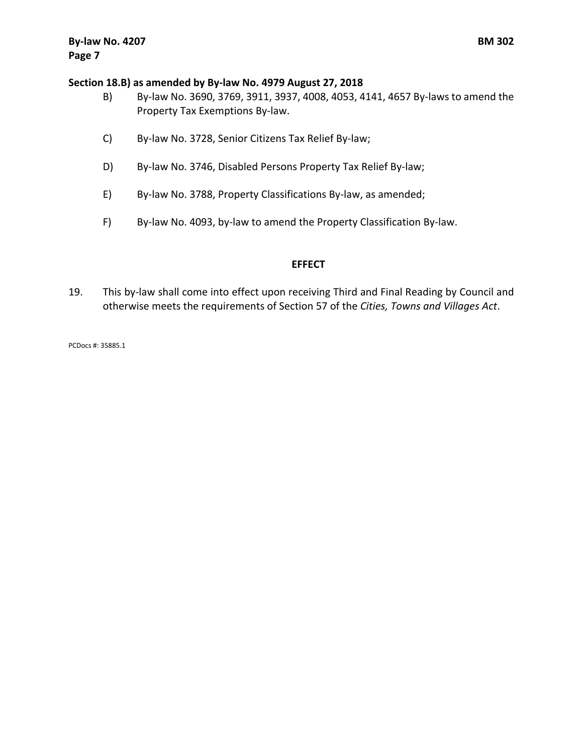**Section 18.B) as amended by By-law No. 4979 August 27, 2018**

B) By-law No. 3690, 3769, 3911, 3937, 4008, 4053, 4141, 4657 By-laws to amend the Property Tax Exemptions By-law.

C) By-law No. 3728, Senior Citizens Tax Relief By-law;

D) By-law No. 3746, Disabled Persons Property Tax Relief By-law;

E) By-law No. 3788, Property Classifications By-law, as amended;

F) By-law No. 4093, by-law to amend the Property Classification By-law.

## EFFECT

19. This by-law shall come into effect upon receiving Third and Final Reading by Council and otherwise meets the requirements of Section 57 of the *Cities, Towns and Villages Act*.

PCDocs #: 35885.1